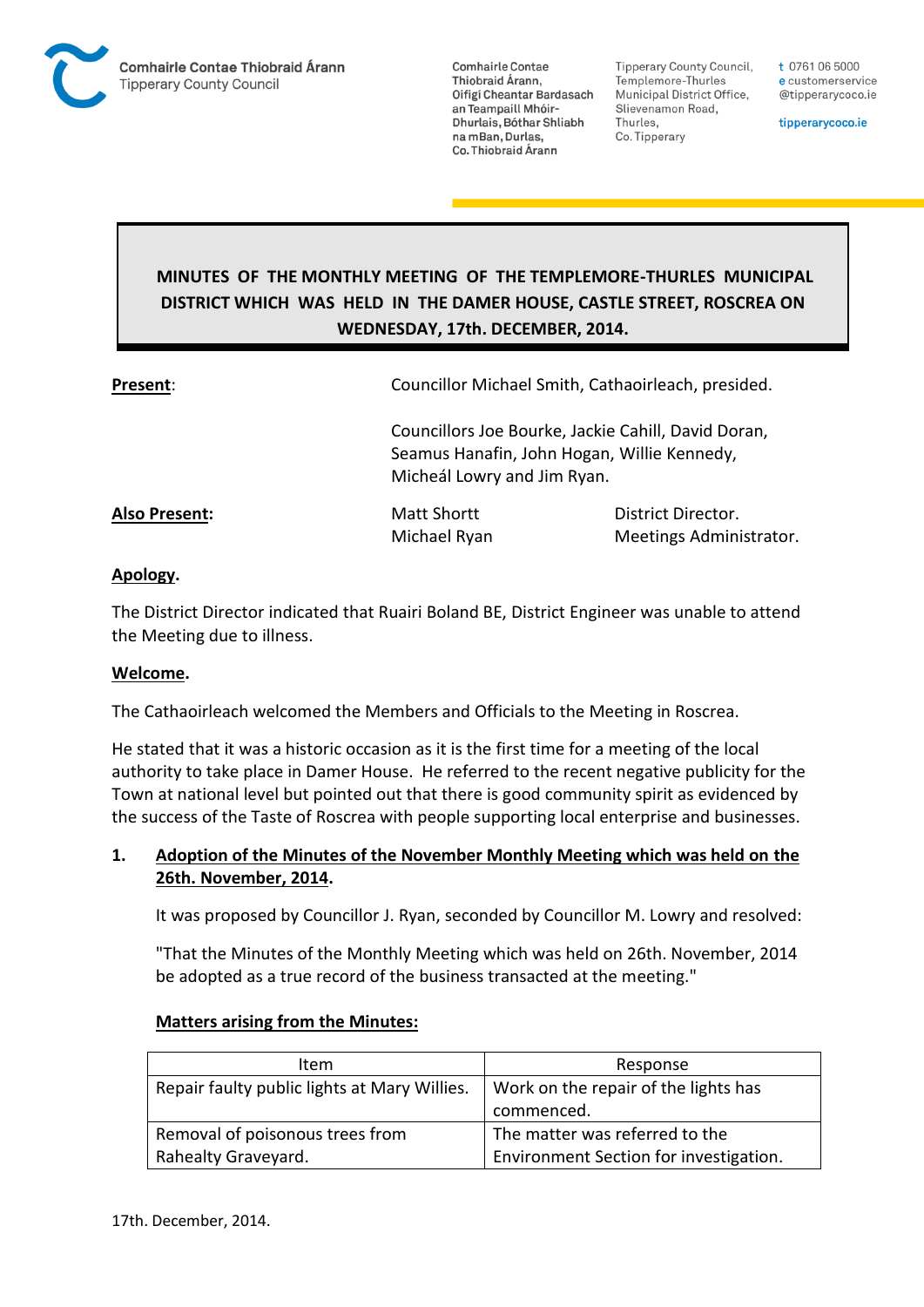Comhairle Contae Thiobraid Árann
Tipperary County Council

Comhairle Contae Thiobraid Árann, Oifigí Cheantar Bardasach an Teampaill Mhóir-Dhurlais, Bóthar Shliabh na mBan, Durlas, Co. Thiobraid Árann

Tipperary County Council, Templemore-Thurles Municipal District Office, Slievenamon Road, Thurles, Co. Tipperary

t 0761 06 5000
e customerservice @tipperarycoco.ie

tipperarycoco.ie

# MINUTES OF THE MONTHLY MEETING OF THE TEMPLEMORE-THURLES MUNICIPAL DISTRICT WHICH WAS HELD IN THE DAMER HOUSE, CASTLE STREET, ROSCREA ON WEDNESDAY, 17th. DECEMBER, 2014.

**Present**: Councillor Michael Smith, Cathaoirleach, presided.

Councillors Joe Bourke, Jackie Cahill, David Doran, Seamus Hanafin, John Hogan, Willie Kennedy, Micheál Lowry and Jim Ryan.

**Also Present:**

Matt Shortt — District Director.
Michael Ryan — Meetings Administrator.

**Apology.**

The District Director indicated that Ruairi Boland BE, District Engineer was unable to attend the Meeting due to illness.

**Welcome.**

The Cathaoirleach welcomed the Members and Officials to the Meeting in Roscrea.

He stated that it was a historic occasion as it is the first time for a meeting of the local authority to take place in Damer House. He referred to the recent negative publicity for the Town at national level but pointed out that there is good community spirit as evidenced by the success of the Taste of Roscrea with people supporting local enterprise and businesses.

## 1. Adoption of the Minutes of the November Monthly Meeting which was held on the 26th. November, 2014.

It was proposed by Councillor J. Ryan, seconded by Councillor M. Lowry and resolved:

"That the Minutes of the Monthly Meeting which was held on 26th. November, 2014 be adopted as a true record of the business transacted at the meeting."

**Matters arising from the Minutes:**

| Item | Response |
|---|---|
| Repair faulty public lights at Mary Willies. | Work on the repair of the lights has commenced. |
| Removal of poisonous trees from Rahealty Graveyard. | The matter was referred to the Environment Section for investigation. |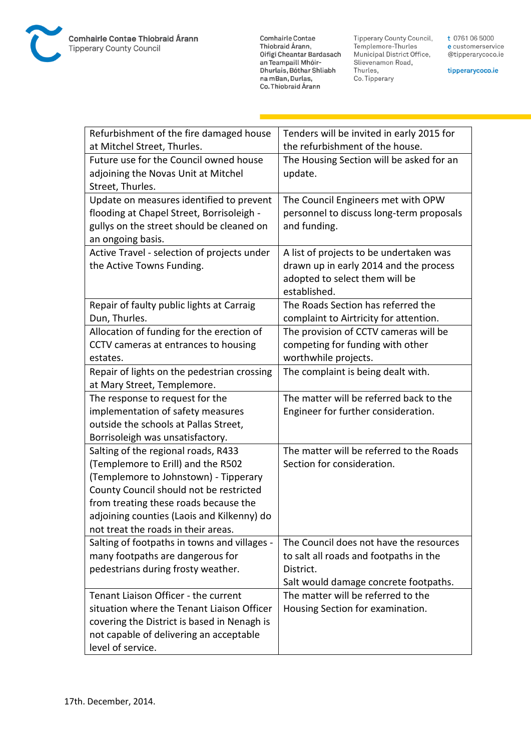| Refurbishment of the fire damaged house at Mitchel Street, Thurles. | Tenders will be invited in early 2015 for the refurbishment of the house. |
|---|---|
| Future use for the Council owned house adjoining the Novas Unit at Mitchel Street, Thurles. | The Housing Section will be asked for an update. |
| Update on measures identified to prevent flooding at Chapel Street, Borrisoleigh - gullys on the street should be cleaned on an ongoing basis. | The Council Engineers met with OPW personnel to discuss long-term proposals and funding. |
| Active Travel - selection of projects under the Active Towns Funding. | A list of projects to be undertaken was drawn up in early 2014 and the process adopted to select them will be established. |
| Repair of faulty public lights at Carraig Dun, Thurles. | The Roads Section has referred the complaint to Airtricity for attention. |
| Allocation of funding for the erection of CCTV cameras at entrances to housing estates. | The provision of CCTV cameras will be competing for funding with other worthwhile projects. |
| Repair of lights on the pedestrian crossing at Mary Street, Templemore. | The complaint is being dealt with. |
| The response to request for the implementation of safety measures outside the schools at Pallas Street, Borrisoleigh was unsatisfactory. | The matter will be referred back to the Engineer for further consideration. |
| Salting of the regional roads, R433 (Templemore to Erill) and the R502 (Templemore to Johnstown) - Tipperary County Council should not be restricted from treating these roads because the adjoining counties (Laois and Kilkenny) do not treat the roads in their areas. | The matter will be referred to the Roads Section for consideration. |
| Salting of footpaths in towns and villages - many footpaths are dangerous for pedestrians during frosty weather. | The Council does not have the resources to salt all roads and footpaths in the District.<br>Salt would damage concrete footpaths. |
| Tenant Liaison Officer - the current situation where the Tenant Liaison Officer covering the District is based in Nenagh is not capable of delivering an acceptable level of service. | The matter will be referred to the Housing Section for examination. |

17th. December, 2014.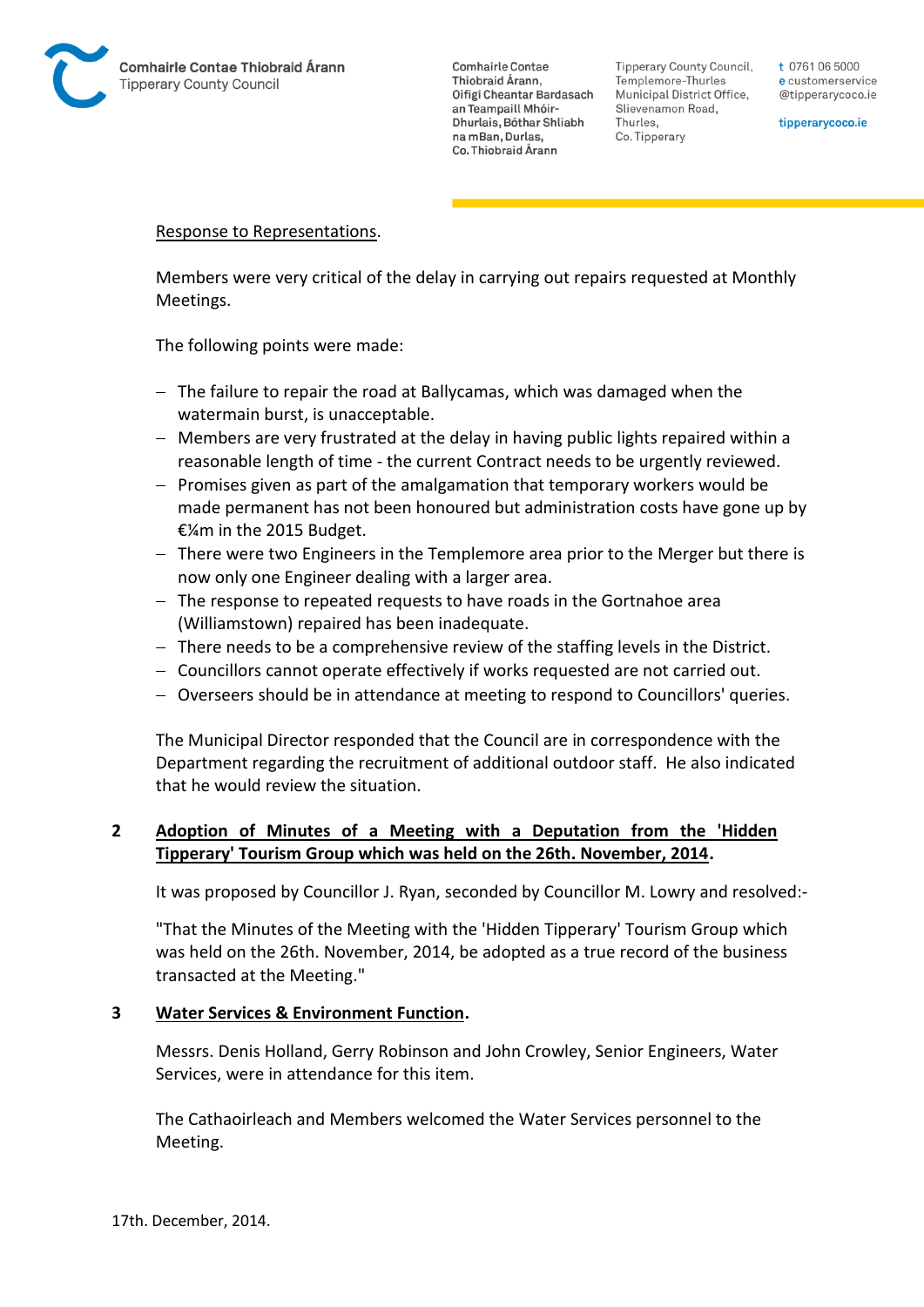Response to Representations.

Members were very critical of the delay in carrying out repairs requested at Monthly Meetings.

The following points were made:

- The failure to repair the road at Ballycamas, which was damaged when the watermain burst, is unacceptable.
- Members are very frustrated at the delay in having public lights repaired within a reasonable length of time - the current Contract needs to be urgently reviewed.
- Promises given as part of the amalgamation that temporary workers would be made permanent has not been honoured but administration costs have gone up by €¼m in the 2015 Budget.
- There were two Engineers in the Templemore area prior to the Merger but there is now only one Engineer dealing with a larger area.
- The response to repeated requests to have roads in the Gortnahoe area (Williamstown) repaired has been inadequate.
- There needs to be a comprehensive review of the staffing levels in the District.
- Councillors cannot operate effectively if works requested are not carried out.
- Overseers should be in attendance at meeting to respond to Councillors' queries.

The Municipal Director responded that the Council are in correspondence with the Department regarding the recruitment of additional outdoor staff. He also indicated that he would review the situation.

## 2 Adoption of Minutes of a Meeting with a Deputation from the 'Hidden Tipperary' Tourism Group which was held on the 26th. November, 2014.

It was proposed by Councillor J. Ryan, seconded by Councillor M. Lowry and resolved:-

"That the Minutes of the Meeting with the 'Hidden Tipperary' Tourism Group which was held on the 26th. November, 2014, be adopted as a true record of the business transacted at the Meeting."

## 3 Water Services & Environment Function.

Messrs. Denis Holland, Gerry Robinson and John Crowley, Senior Engineers, Water Services, were in attendance for this item.

The Cathaoirleach and Members welcomed the Water Services personnel to the Meeting.

17th. December, 2014.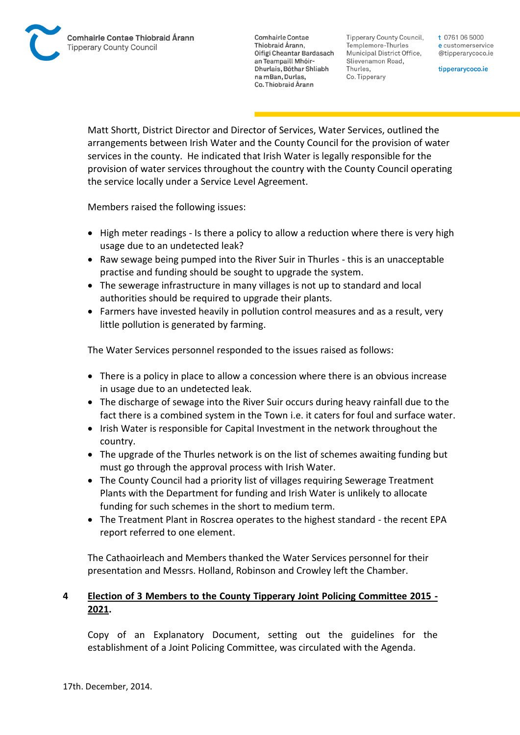Matt Shortt, District Director and Director of Services, Water Services, outlined the arrangements between Irish Water and the County Council for the provision of water services in the county. He indicated that Irish Water is legally responsible for the provision of water services throughout the country with the County Council operating the service locally under a Service Level Agreement.

Members raised the following issues:

- High meter readings - Is there a policy to allow a reduction where there is very high usage due to an undetected leak?
- Raw sewage being pumped into the River Suir in Thurles - this is an unacceptable practise and funding should be sought to upgrade the system.
- The sewerage infrastructure in many villages is not up to standard and local authorities should be required to upgrade their plants.
- Farmers have invested heavily in pollution control measures and as a result, very little pollution is generated by farming.

The Water Services personnel responded to the issues raised as follows:

- There is a policy in place to allow a concession where there is an obvious increase in usage due to an undetected leak.
- The discharge of sewage into the River Suir occurs during heavy rainfall due to the fact there is a combined system in the Town i.e. it caters for foul and surface water.
- Irish Water is responsible for Capital Investment in the network throughout the country.
- The upgrade of the Thurles network is on the list of schemes awaiting funding but must go through the approval process with Irish Water.
- The County Council had a priority list of villages requiring Sewerage Treatment Plants with the Department for funding and Irish Water is unlikely to allocate funding for such schemes in the short to medium term.
- The Treatment Plant in Roscrea operates to the highest standard - the recent EPA report referred to one element.

The Cathaoirleach and Members thanked the Water Services personnel for their presentation and Messrs. Holland, Robinson and Crowley left the Chamber.

## 4 Election of 3 Members to the County Tipperary Joint Policing Committee 2015 - 2021.

Copy of an Explanatory Document, setting out the guidelines for the establishment of a Joint Policing Committee, was circulated with the Agenda.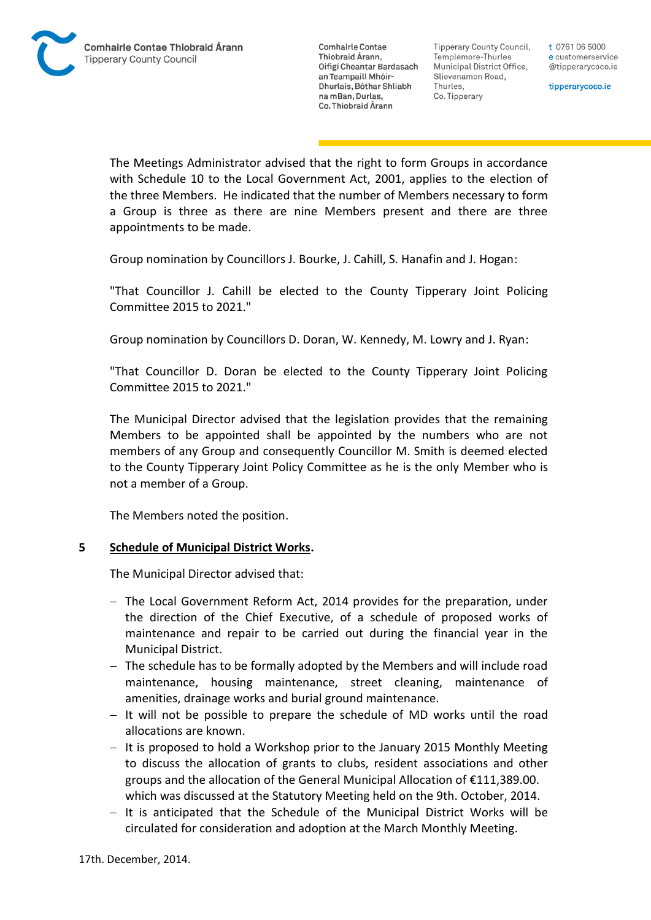The Meetings Administrator advised that the right to form Groups in accordance with Schedule 10 to the Local Government Act, 2001, applies to the election of the three Members. He indicated that the number of Members necessary to form a Group is three as there are nine Members present and there are three appointments to be made.

Group nomination by Councillors J. Bourke, J. Cahill, S. Hanafin and J. Hogan:

"That Councillor J. Cahill be elected to the County Tipperary Joint Policing Committee 2015 to 2021."

Group nomination by Councillors D. Doran, W. Kennedy, M. Lowry and J. Ryan:

"That Councillor D. Doran be elected to the County Tipperary Joint Policing Committee 2015 to 2021."

The Municipal Director advised that the legislation provides that the remaining Members to be appointed shall be appointed by the numbers who are not members of any Group and consequently Councillor M. Smith is deemed elected to the County Tipperary Joint Policy Committee as he is the only Member who is not a member of a Group.

The Members noted the position.

## 5 Schedule of Municipal District Works.

The Municipal Director advised that:

- The Local Government Reform Act, 2014 provides for the preparation, under the direction of the Chief Executive, of a schedule of proposed works of maintenance and repair to be carried out during the financial year in the Municipal District.
- The schedule has to be formally adopted by the Members and will include road maintenance, housing maintenance, street cleaning, maintenance of amenities, drainage works and burial ground maintenance.
- It will not be possible to prepare the schedule of MD works until the road allocations are known.
- It is proposed to hold a Workshop prior to the January 2015 Monthly Meeting to discuss the allocation of grants to clubs, resident associations and other groups and the allocation of the General Municipal Allocation of €111,389.00. which was discussed at the Statutory Meeting held on the 9th. October, 2014.
- It is anticipated that the Schedule of the Municipal District Works will be circulated for consideration and adoption at the March Monthly Meeting.

17th. December, 2014.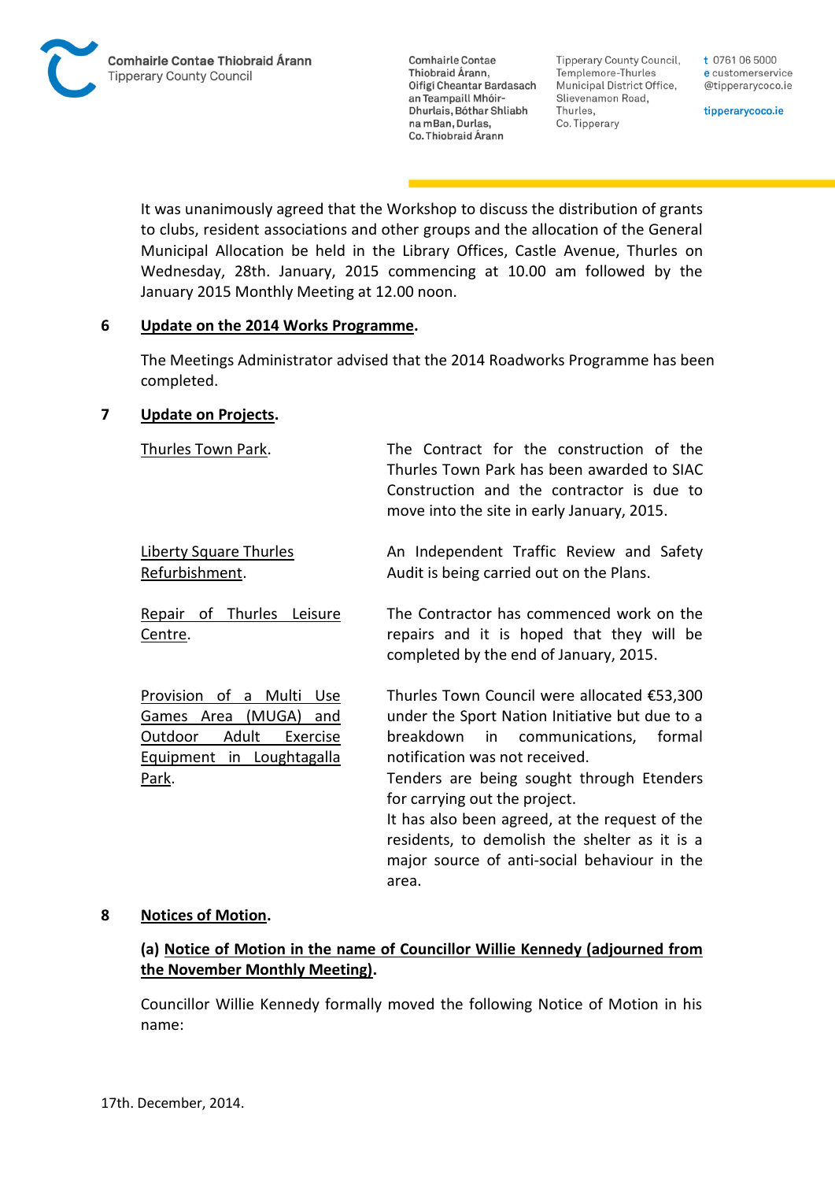It was unanimously agreed that the Workshop to discuss the distribution of grants to clubs, resident associations and other groups and the allocation of the General Municipal Allocation be held in the Library Offices, Castle Avenue, Thurles on Wednesday, 28th. January, 2015 commencing at 10.00 am followed by the January 2015 Monthly Meeting at 12.00 noon.

**6 Update on the 2014 Works Programme.**

The Meetings Administrator advised that the 2014 Roadworks Programme has been completed.

**7 Update on Projects.**

| | |
|---|---|
| Thurles Town Park. | The Contract for the construction of the Thurles Town Park has been awarded to SIAC Construction and the contractor is due to move into the site in early January, 2015. |
| Liberty Square Thurles Refurbishment. | An Independent Traffic Review and Safety Audit is being carried out on the Plans. |
| Repair of Thurles Leisure Centre. | The Contractor has commenced work on the repairs and it is hoped that they will be completed by the end of January, 2015. |
| Provision of a Multi Use Games Area (MUGA) and Outdoor Adult Exercise Equipment in Loughtagalla Park. | Thurles Town Council were allocated €53,300 under the Sport Nation Initiative but due to a breakdown in communications, formal notification was not received. Tenders are being sought through Etenders for carrying out the project. It has also been agreed, at the request of the residents, to demolish the shelter as it is a major source of anti-social behaviour in the area. |

**8 Notices of Motion.**

**(a) Notice of Motion in the name of Councillor Willie Kennedy (adjourned from the November Monthly Meeting).**

Councillor Willie Kennedy formally moved the following Notice of Motion in his name:

17th. December, 2014.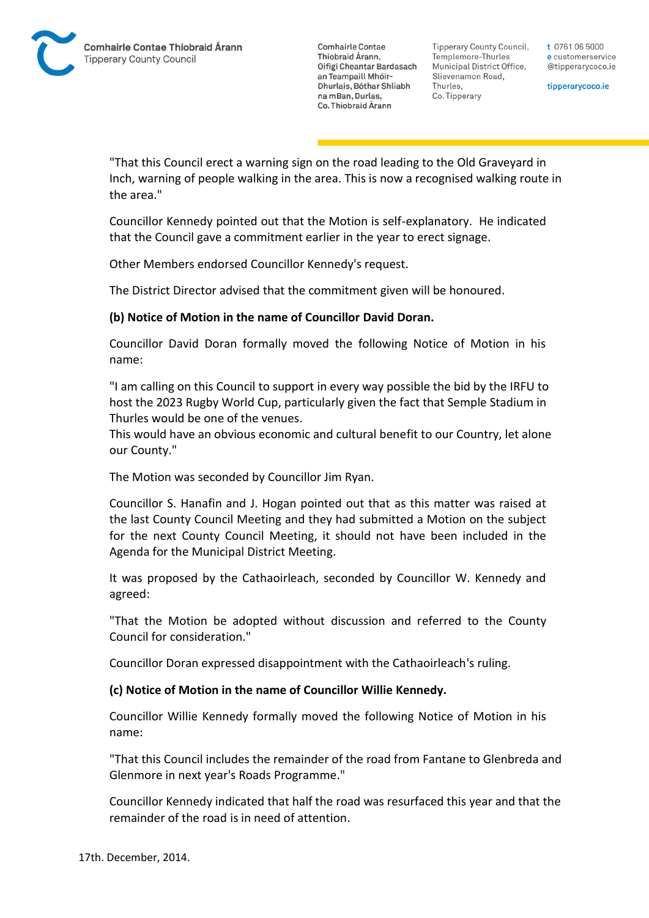"That this Council erect a warning sign on the road leading to the Old Graveyard in Inch, warning of people walking in the area. This is now a recognised walking route in the area."

Councillor Kennedy pointed out that the Motion is self-explanatory. He indicated that the Council gave a commitment earlier in the year to erect signage.

Other Members endorsed Councillor Kennedy's request.

The District Director advised that the commitment given will be honoured.

**(b) Notice of Motion in the name of Councillor David Doran.**

Councillor David Doran formally moved the following Notice of Motion in his name:

"I am calling on this Council to support in every way possible the bid by the IRFU to host the 2023 Rugby World Cup, particularly given the fact that Semple Stadium in Thurles would be one of the venues.
This would have an obvious economic and cultural benefit to our Country, let alone our County."

The Motion was seconded by Councillor Jim Ryan.

Councillor S. Hanafin and J. Hogan pointed out that as this matter was raised at the last County Council Meeting and they had submitted a Motion on the subject for the next County Council Meeting, it should not have been included in the Agenda for the Municipal District Meeting.

It was proposed by the Cathaoirleach, seconded by Councillor W. Kennedy and agreed:

"That the Motion be adopted without discussion and referred to the County Council for consideration."

Councillor Doran expressed disappointment with the Cathaoirleach's ruling.

**(c) Notice of Motion in the name of Councillor Willie Kennedy.**

Councillor Willie Kennedy formally moved the following Notice of Motion in his name:

"That this Council includes the remainder of the road from Fantane to Glenbreda and Glenmore in next year's Roads Programme."

Councillor Kennedy indicated that half the road was resurfaced this year and that the remainder of the road is in need of attention.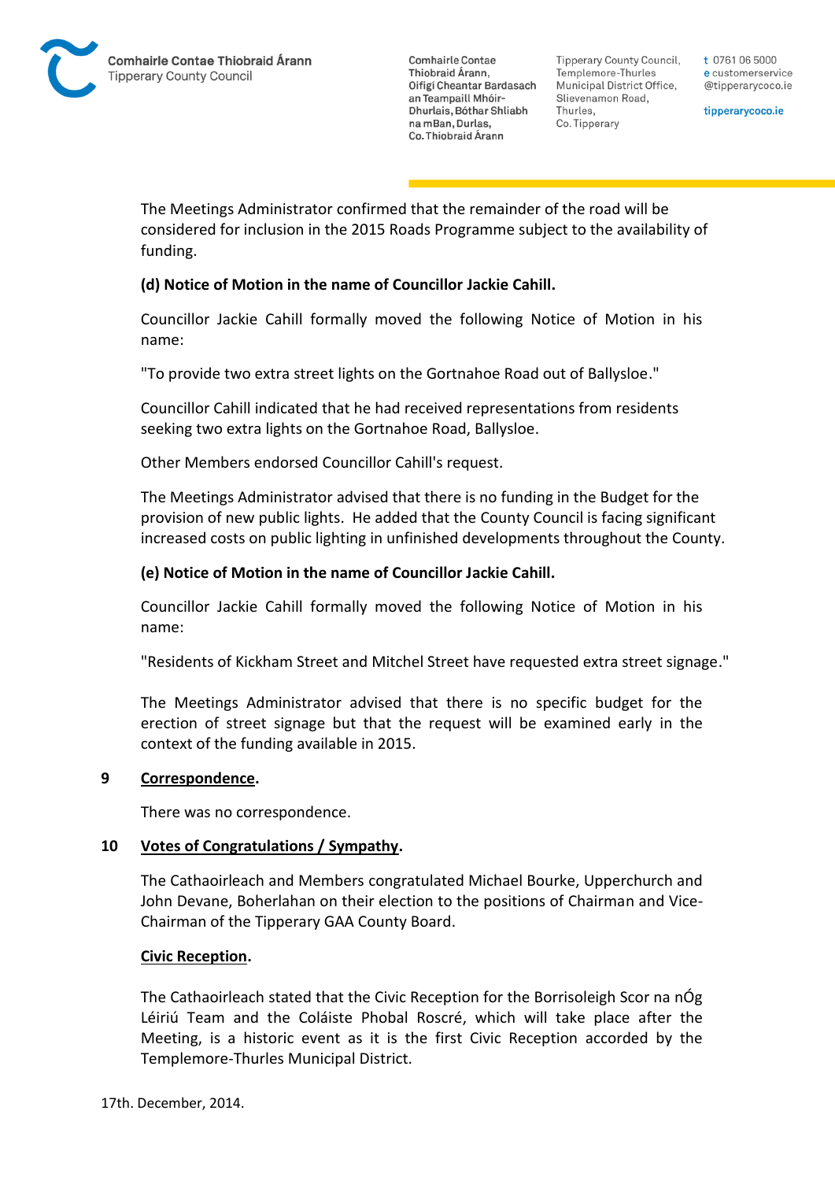The Meetings Administrator confirmed that the remainder of the road will be considered for inclusion in the 2015 Roads Programme subject to the availability of funding.

**(d) Notice of Motion in the name of Councillor Jackie Cahill.**

Councillor Jackie Cahill formally moved the following Notice of Motion in his name:

"To provide two extra street lights on the Gortnahoe Road out of Ballysloe."

Councillor Cahill indicated that he had received representations from residents seeking two extra lights on the Gortnahoe Road, Ballysloe.

Other Members endorsed Councillor Cahill's request.

The Meetings Administrator advised that there is no funding in the Budget for the provision of new public lights. He added that the County Council is facing significant increased costs on public lighting in unfinished developments throughout the County.

**(e) Notice of Motion in the name of Councillor Jackie Cahill.**

Councillor Jackie Cahill formally moved the following Notice of Motion in his name:

"Residents of Kickham Street and Mitchel Street have requested extra street signage."

The Meetings Administrator advised that there is no specific budget for the erection of street signage but that the request will be examined early in the context of the funding available in 2015.

## 9 Correspondence.

There was no correspondence.

## 10 Votes of Congratulations / Sympathy.

The Cathaoirleach and Members congratulated Michael Bourke, Upperchurch and John Devane, Boherlahan on their election to the positions of Chairman and Vice-Chairman of the Tipperary GAA County Board.

**Civic Reception.**

The Cathaoirleach stated that the Civic Reception for the Borrisoleigh Scor na nÓg Léiriú Team and the Coláiste Phobal Roscré, which will take place after the Meeting, is a historic event as it is the first Civic Reception accorded by the Templemore-Thurles Municipal District.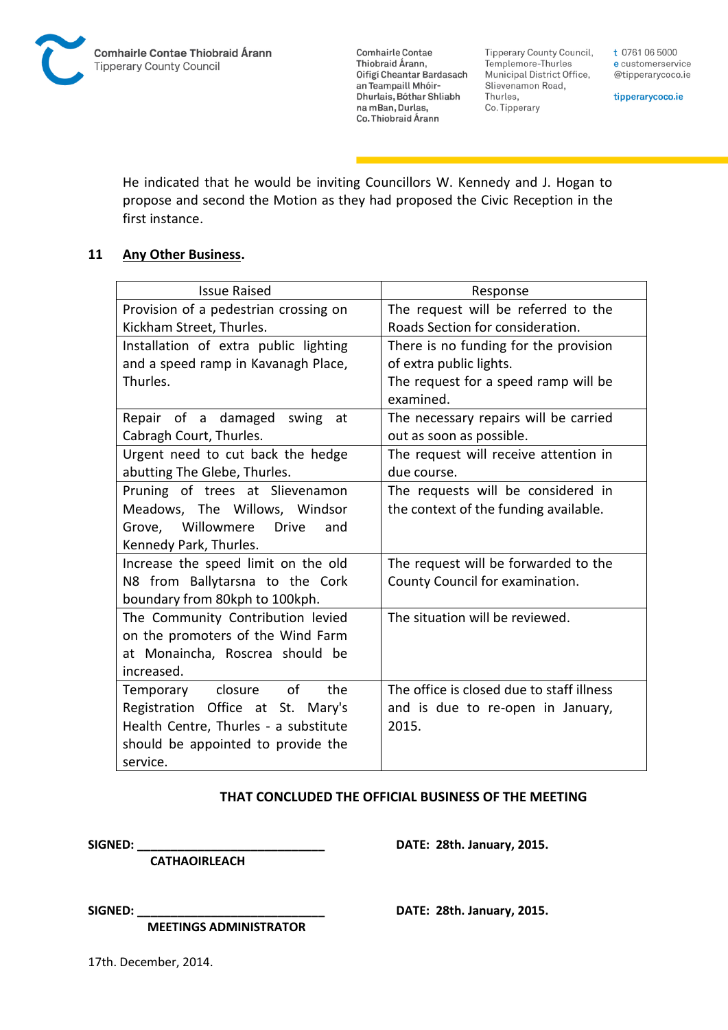He indicated that he would be inviting Councillors W. Kennedy and J. Hogan to propose and second the Motion as they had proposed the Civic Reception in the first instance.

## 11 Any Other Business.

| Issue Raised | Response |
|---|---|
| Provision of a pedestrian crossing on Kickham Street, Thurles. | The request will be referred to the Roads Section for consideration. |
| Installation of extra public lighting and a speed ramp in Kavanagh Place, Thurles. | There is no funding for the provision of extra public lights. The request for a speed ramp will be examined. |
| Repair of a damaged swing at Cabragh Court, Thurles. | The necessary repairs will be carried out as soon as possible. |
| Urgent need to cut back the hedge abutting The Glebe, Thurles. | The request will receive attention in due course. |
| Pruning of trees at Slievenamon Meadows, The Willows, Windsor Grove, Willowmere Drive and Kennedy Park, Thurles. | The requests will be considered in the context of the funding available. |
| Increase the speed limit on the old N8 from Ballytarsna to the Cork boundary from 80kph to 100kph. | The request will be forwarded to the County Council for examination. |
| The Community Contribution levied on the promoters of the Wind Farm at Monaincha, Roscrea should be increased. | The situation will be reviewed. |
| Temporary closure of the Registration Office at St. Mary's Health Centre, Thurles - a substitute should be appointed to provide the service. | The office is closed due to staff illness and is due to re-open in January, 2015. |

**THAT CONCLUDED THE OFFICIAL BUSINESS OF THE MEETING**

**SIGNED: ____________________________** **DATE: 28th. January, 2015.**
**CATHAOIRLEACH**

**SIGNED: ____________________________** **DATE: 28th. January, 2015.**
**MEETINGS ADMINISTRATOR**

17th. December, 2014.